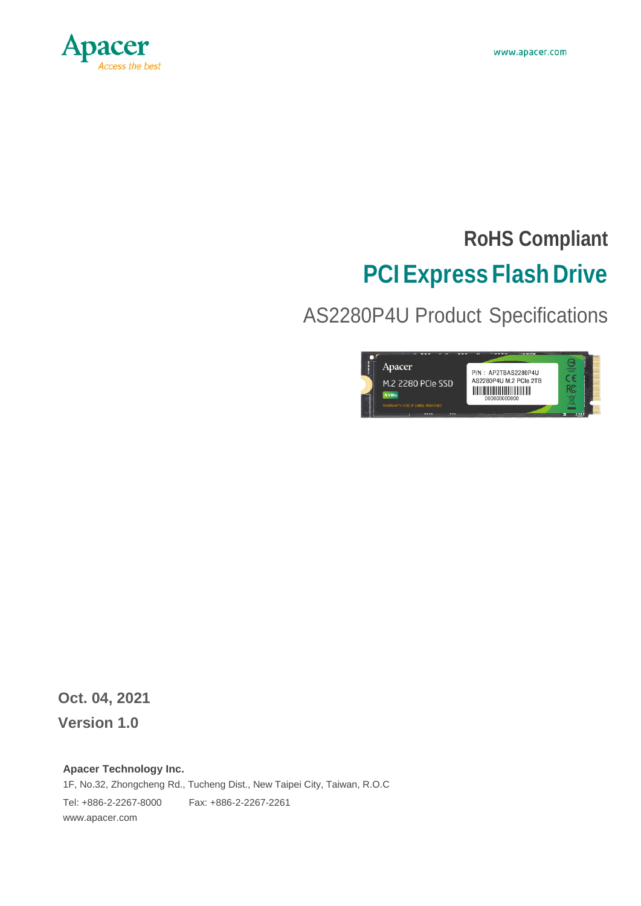Apacer
Access the best

www.apacer.com

# RoHS Compliant

# PCI Express Flash Drive

## AS2280P4U Product Specifications

**Oct. 04, 2021**

**Version 1.0**

**Apacer Technology Inc.**

1F, No.32, Zhongcheng Rd., Tucheng Dist., New Taipei City, Taiwan, R.O.C

Tel: +886-2-2267-8000 Fax: +886-2-2267-2261

www.apacer.com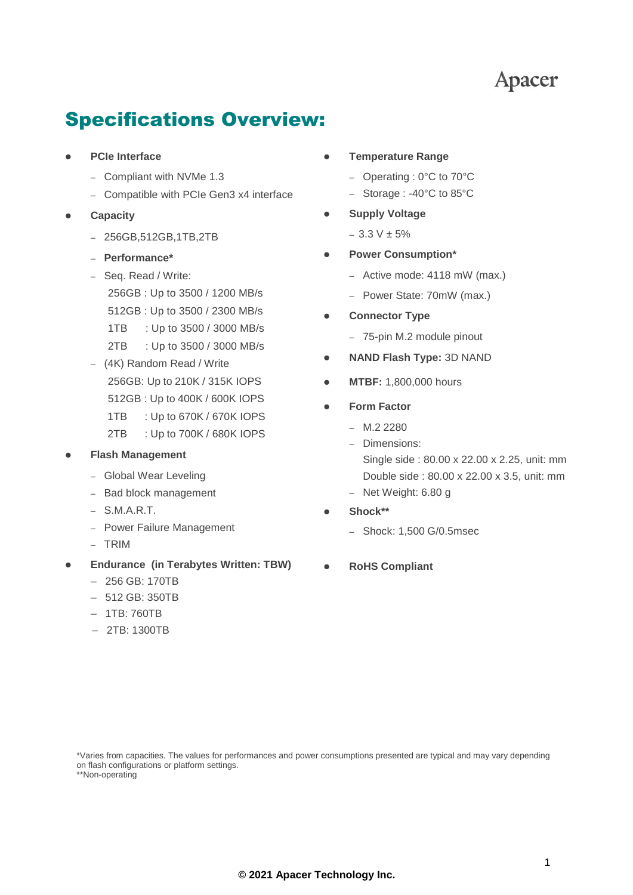# Specifications Overview:

- **PCIe Interface**
  - Compliant with NVMe 1.3
  - Compatible with PCIe Gen3 x4 interface
- **Capacity**
  - 256GB,512GB,1TB,2TB
  - **Performance***
  - Seq. Read / Write:
    256GB : Up to 3500 / 1200 MB/s
    512GB : Up to 3500 / 2300 MB/s
    1TB : Up to 3500 / 3000 MB/s
    2TB : Up to 3500 / 3000 MB/s
  - (4K) Random Read / Write
    256GB: Up to 210K / 315K IOPS
    512GB : Up to 400K / 600K IOPS
    1TB : Up to 670K / 670K IOPS
    2TB : Up to 700K / 680K IOPS
- **Flash Management**
  - Global Wear Leveling
  - Bad block management
  - S.M.A.R.T.
  - Power Failure Management
  - TRIM
- **Endurance (in Terabytes Written: TBW)**
  - 256 GB: 170TB
  - 512 GB: 350TB
  - 1TB: 760TB
  - 2TB: 1300TB
- **Temperature Range**
  - Operating : 0°C to 70°C
  - Storage : -40°C to 85°C
- **Supply Voltage**
  - 3.3 V ± 5%
- **Power Consumption***
  - Active mode: 4118 mW (max.)
  - Power State: 70mW (max.)
- **Connector Type**
  - 75-pin M.2 module pinout
- **NAND Flash Type:** 3D NAND
- **MTBF:** 1,800,000 hours
- **Form Factor**
  - M.2 2280
  - Dimensions:
    Single side : 80.00 x 22.00 x 2.25, unit: mm
    Double side : 80.00 x 22.00 x 3.5, unit: mm
  - Net Weight: 6.80 g
- **Shock****
  - Shock: 1,500 G/0.5msec
- **RoHS Compliant**

*Varies from capacities. The values for performances and power consumptions presented are typical and may vary depending on flash configurations or platform settings.
**Non-operating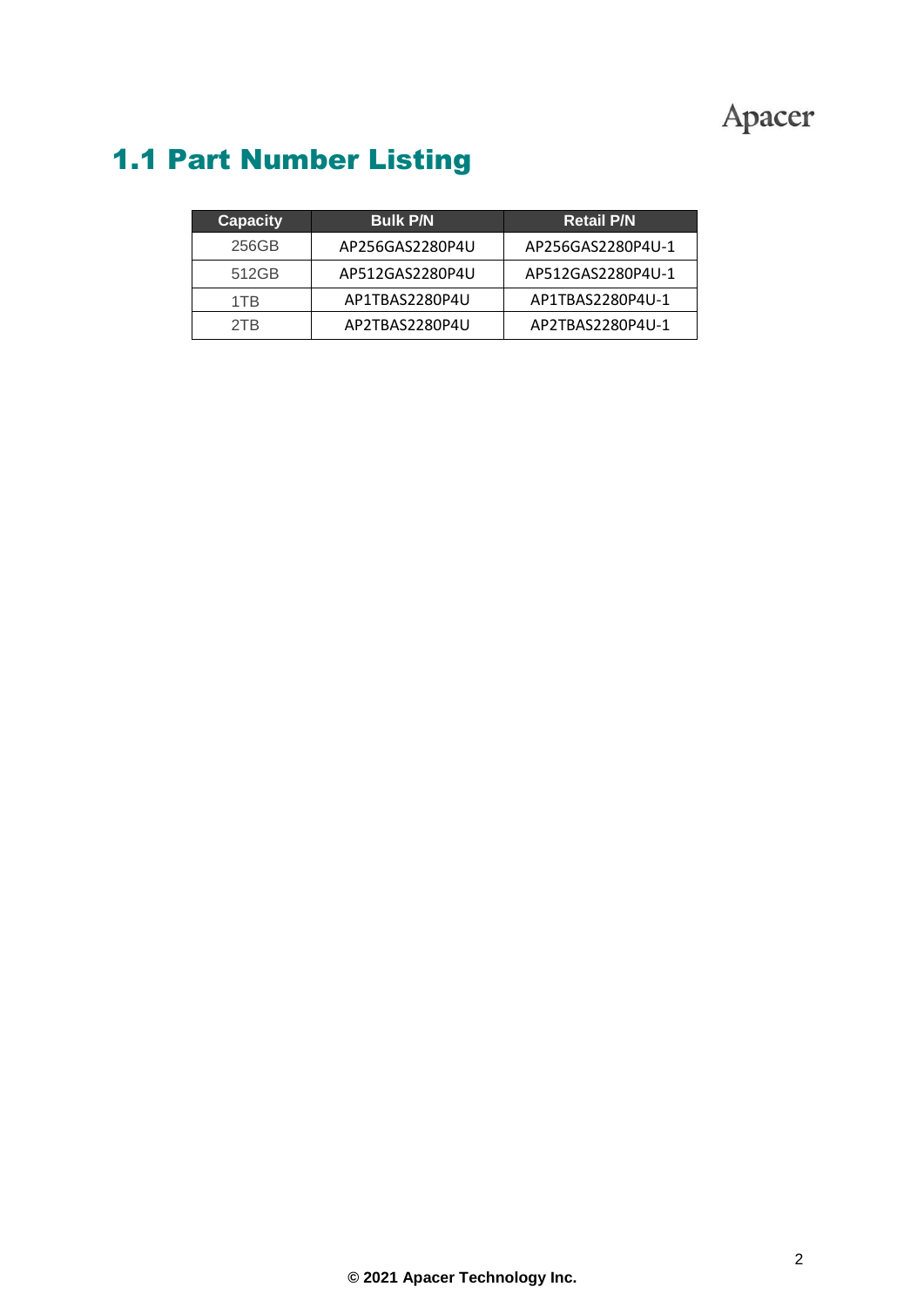## 1.1 Part Number Listing

| Capacity | Bulk P/N | Retail P/N |
|---|---|---|
| 256GB | AP256GAS2280P4U | AP256GAS2280P4U-1 |
| 512GB | AP512GAS2280P4U | AP512GAS2280P4U-1 |
| 1TB | AP1TBAS2280P4U | AP1TBAS2280P4U-1 |
| 2TB | AP2TBAS2280P4U | AP2TBAS2280P4U-1 |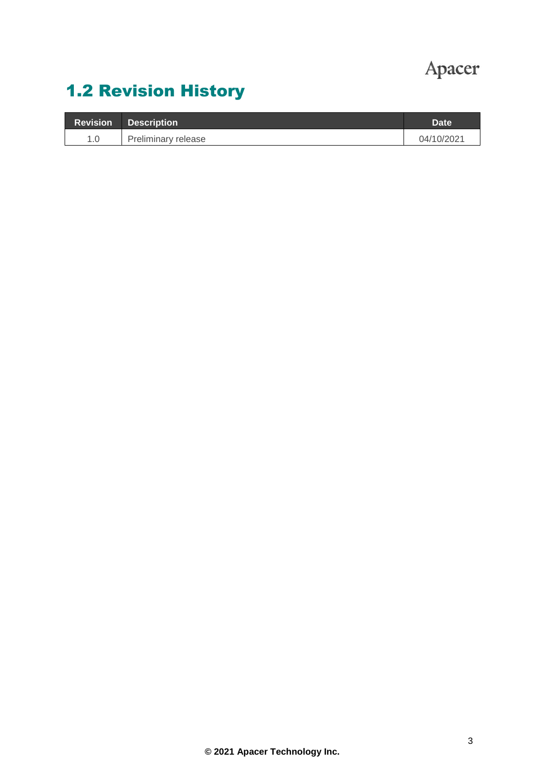## 1.2 Revision History

| Revision | Description | Date |
|---|---|---|
| 1.0 | Preliminary release | 04/10/2021 |